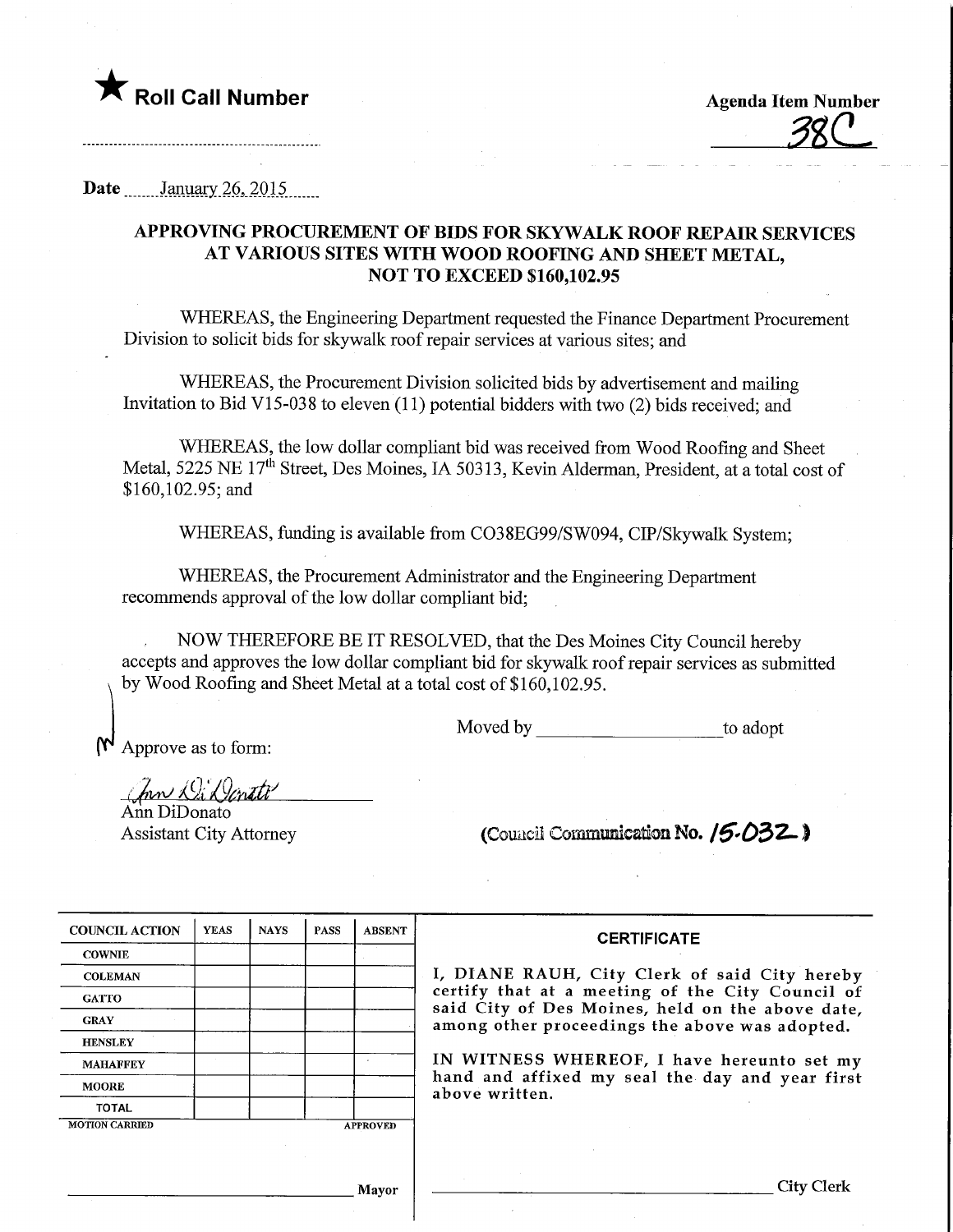★ **Roll Call Number**

**Agenda Item Number**
38C

**Date** January 26, 2015

## APPROVING PROCUREMENT OF BIDS FOR SKYWALK ROOF REPAIR SERVICES AT VARIOUS SITES WITH WOOD ROOFING AND SHEET METAL, NOT TO EXCEED $160,102.95

WHEREAS, the Engineering Department requested the Finance Department Procurement Division to solicit bids for skywalk roof repair services at various sites; and

WHEREAS, the Procurement Division solicited bids by advertisement and mailing Invitation to Bid V15-038 to eleven (11) potential bidders with two (2) bids received; and

WHEREAS, the low dollar compliant bid was received from Wood Roofing and Sheet Metal, 5225 NE 17th Street, Des Moines, IA 50313, Kevin Alderman, President, at a total cost of $160,102.95; and

WHEREAS, funding is available from CO38EG99/SW094, CIP/Skywalk System;

WHEREAS, the Procurement Administrator and the Engineering Department recommends approval of the low dollar compliant bid;

NOW THEREFORE BE IT RESOLVED, that the Des Moines City Council hereby accepts and approves the low dollar compliant bid for skywalk roof repair services as submitted by Wood Roofing and Sheet Metal at a total cost of $160,102.95.

Moved by ____________________ to adopt

Approve as to form:

Ann DiDonato
Ann DiDonato
Assistant City Attorney

(Council Communication No. 15-032)

| COUNCIL ACTION | YEAS | NAYS | PASS | ABSENT |
|---|---|---|---|---|
| COWNIE | | | | |
| COLEMAN | | | | |
| GATTO | | | | |
| GRAY | | | | |
| HENSLEY | | | | |
| MAHAFFEY | | | | |
| MOORE | | | | |
| TOTAL | | | | |

MOTION CARRIED APPROVED

______________________ Mayor

**CERTIFICATE**

I, DIANE RAUH, City Clerk of said City hereby certify that at a meeting of the City Council of said City of Des Moines, held on the above date, among other proceedings the above was adopted.

IN WITNESS WHEREOF, I have hereunto set my hand and affixed my seal the day and year first above written.

______________________ City Clerk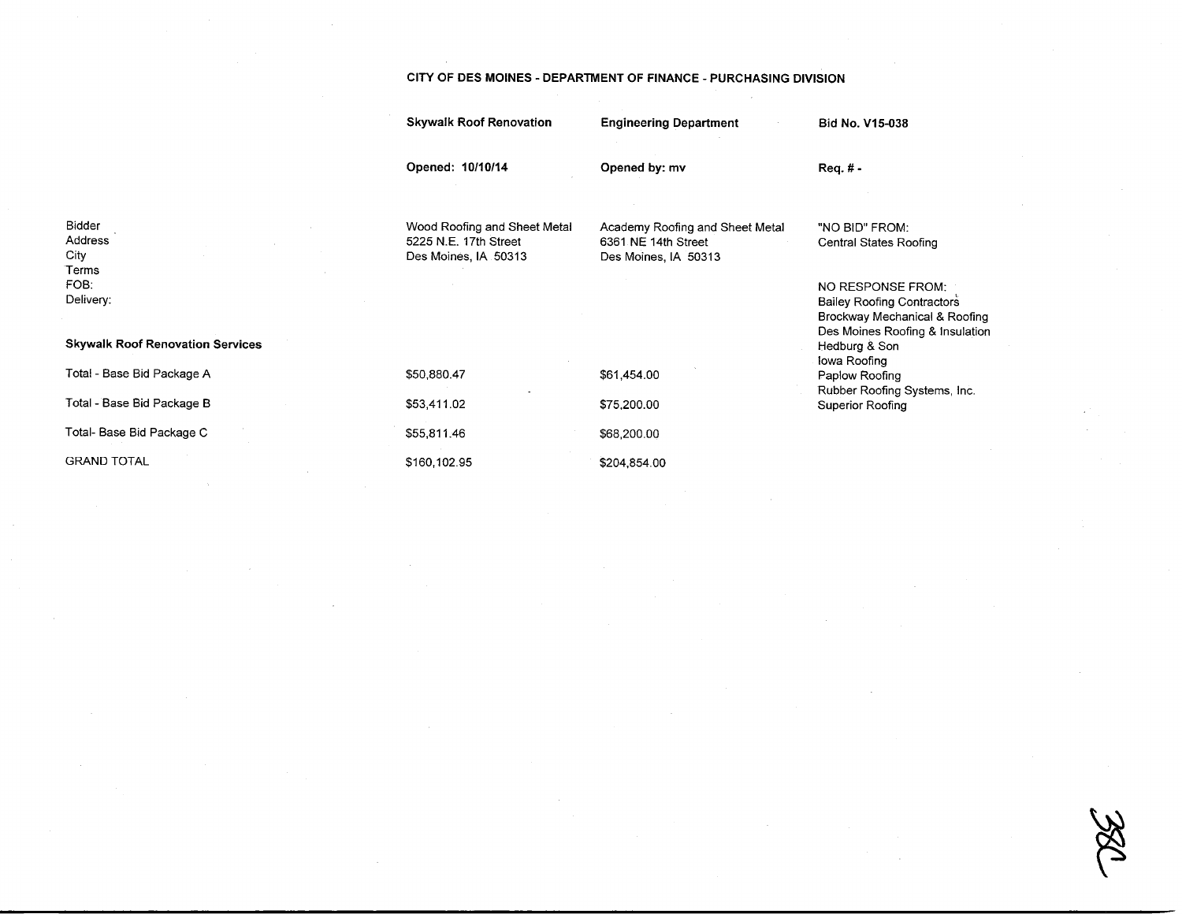## CITY OF DES MOINES - DEPARTMENT OF FINANCE - PURCHASING DIVISION

| | | | |
|---|---|---|---|
| | **Skywalk Roof Renovation** | **Engineering Department** | **Bid No. V15-038** |
| | **Opened: 10/10/14** | **Opened by: mv** | **Req. # -** |
| Bidder | Wood Roofing and Sheet Metal | Academy Roofing and Sheet Metal | "NO BID" FROM: |
| Address | 5225 N.E. 17th Street | 6361 NE 14th Street | Central States Roofing |
| City | Des Moines, IA 50313 | Des Moines, IA 50313 | |
| Terms | | | |
| FOB: | | | NO RESPONSE FROM: |
| Delivery: | | | Bailey Roofing Contractors |
| | | | Brockway Mechanical & Roofing |
| | | | Des Moines Roofing & Insulation |
| **Skywalk Roof Renovation Services** | | | Hedburg & Son |
| | | | Iowa Roofing |
| Total - Base Bid Package A | $50,880.47 | $61,454.00 | Paplow Roofing |
| | | | Rubber Roofing Systems, Inc. |
| Total - Base Bid Package B | $53,411.02 | $75,200.00 | Superior Roofing |
| Total- Base Bid Package C | $55,811.46 | $68,200.00 | |
| GRAND TOTAL | $160,102.95 | $204,854.00 | |